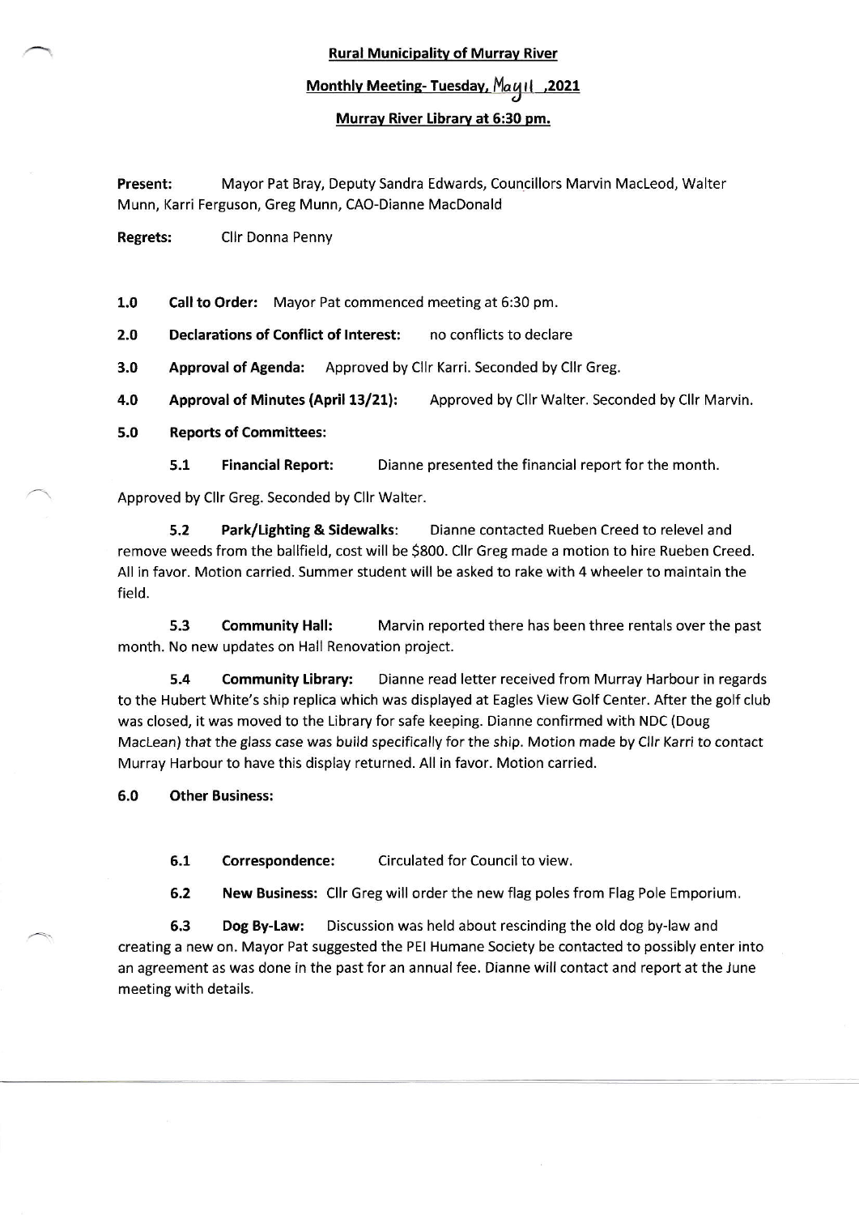**Rural Municipality of Murray River**

**Monthly Meeting- Tuesday, May 11 ,2021**

**Murray River Library at 6:30 pm.**

**Present:** Mayor Pat Bray, Deputy Sandra Edwards, Councillors Marvin MacLeod, Walter Munn, Karri Ferguson, Greg Munn, CAO-Dianne MacDonald

**Regrets:** Cllr Donna Penny

**1.0 Call to Order:** Mayor Pat commenced meeting at 6:30 pm.

**2.0 Declarations of Conflict of Interest:** no conflicts to declare

**3.0 Approval of Agenda:** Approved by Cllr Karri. Seconded by Cllr Greg.

**4.0 Approval of Minutes (April 13/21):** Approved by Cllr Walter. Seconded by Cllr Marvin.

**5.0 Reports of Committees:**

**5.1 Financial Report:** Dianne presented the financial report for the month.

Approved by Cllr Greg. Seconded by Cllr Walter.

**5.2 Park/Lighting & Sidewalks:** Dianne contacted Rueben Creed to relevel and remove weeds from the ballfield, cost will be $800. Cllr Greg made a motion to hire Rueben Creed. All in favor. Motion carried. Summer student will be asked to rake with 4 wheeler to maintain the field.

**5.3 Community Hall:** Marvin reported there has been three rentals over the past month. No new updates on Hall Renovation project.

**5.4 Community Library:** Dianne read letter received from Murray Harbour in regards to the Hubert White's ship replica which was displayed at Eagles View Golf Center. After the golf club was closed, it was moved to the Library for safe keeping. Dianne confirmed with NDC (Doug MacLean) that the glass case was build specifically for the ship. Motion made by Cllr Karri to contact Murray Harbour to have this display returned. All in favor. Motion carried.

**6.0 Other Business:**

**6.1 Correspondence:** Circulated for Council to view.

**6.2 New Business:** Cllr Greg will order the new flag poles from Flag Pole Emporium.

**6.3 Dog By-Law:** Discussion was held about rescinding the old dog by-law and creating a new on. Mayor Pat suggested the PEI Humane Society be contacted to possibly enter into an agreement as was done in the past for an annual fee. Dianne will contact and report at the June meeting with details.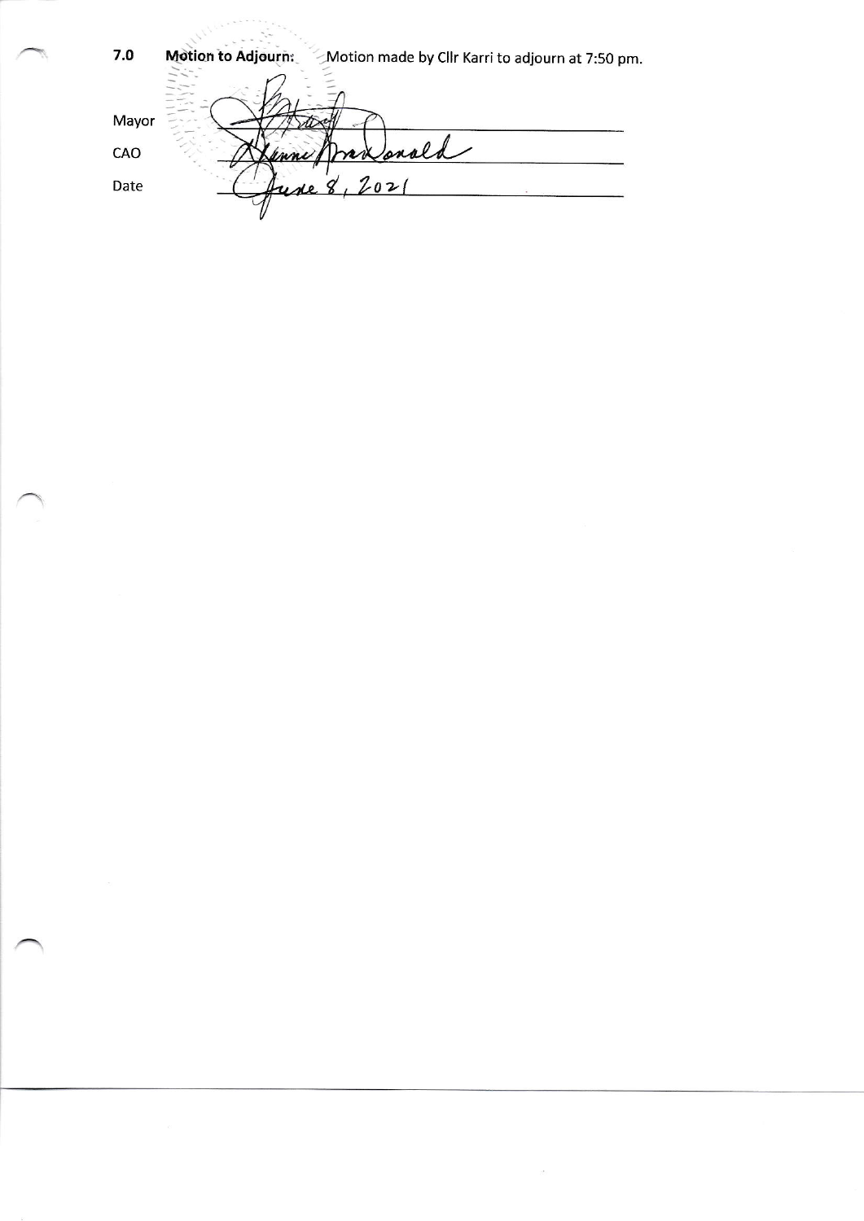**7.0 Motion to Adjourn:** Motion made by Cllr Karri to adjourn at 7:50 pm.

Mayor ____________________

CAO Jennie MacDonald

Date June 8, 2021